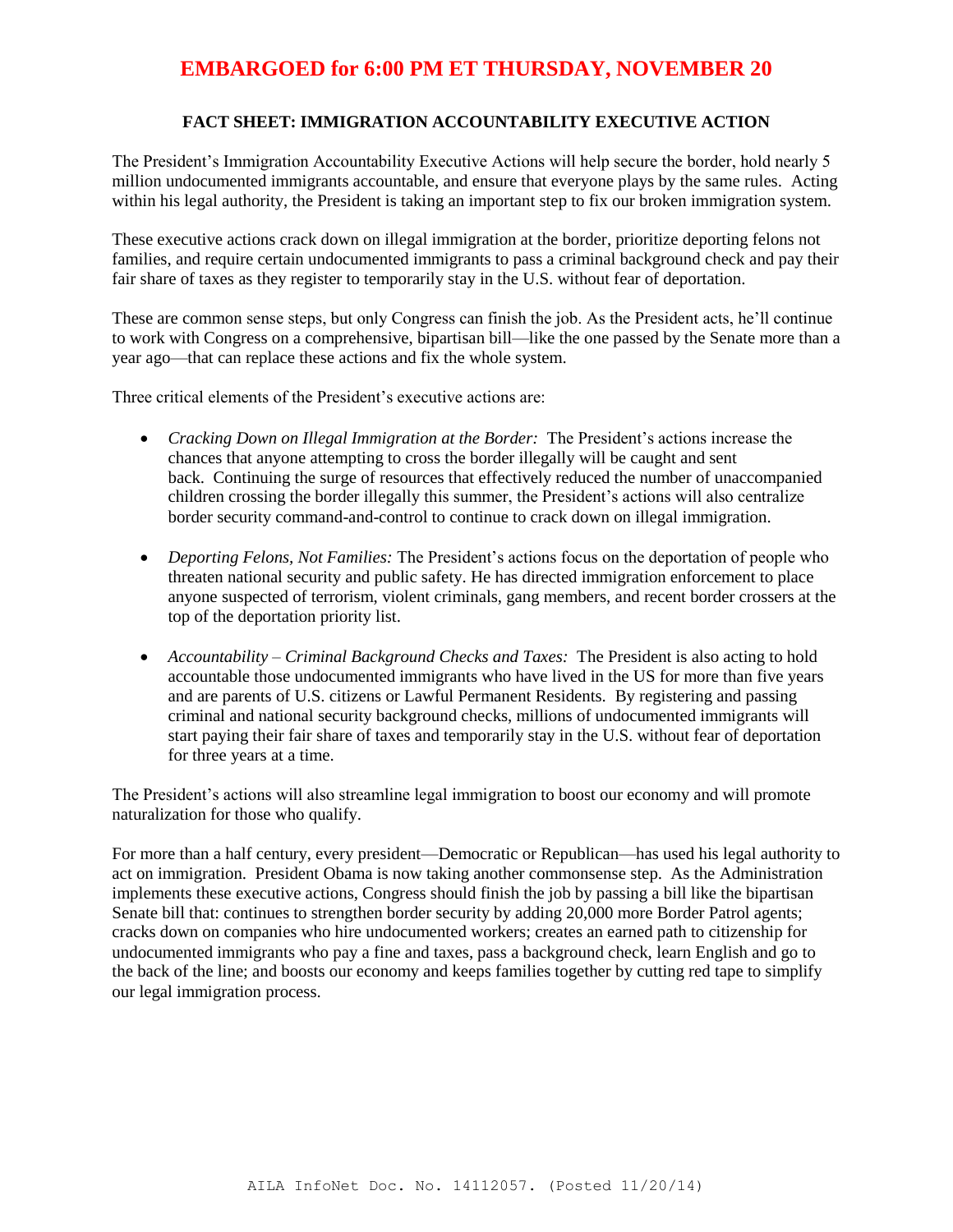**EMBARGOED for 6:00 PM ET THURSDAY, NOVEMBER 20**

## FACT SHEET: IMMIGRATION ACCOUNTABILITY EXECUTIVE ACTION

The President's Immigration Accountability Executive Actions will help secure the border, hold nearly 5 million undocumented immigrants accountable, and ensure that everyone plays by the same rules. Acting within his legal authority, the President is taking an important step to fix our broken immigration system.

These executive actions crack down on illegal immigration at the border, prioritize deporting felons not families, and require certain undocumented immigrants to pass a criminal background check and pay their fair share of taxes as they register to temporarily stay in the U.S. without fear of deportation.

These are common sense steps, but only Congress can finish the job. As the President acts, he'll continue to work with Congress on a comprehensive, bipartisan bill—like the one passed by the Senate more than a year ago—that can replace these actions and fix the whole system.

Three critical elements of the President's executive actions are:

- *Cracking Down on Illegal Immigration at the Border:* The President's actions increase the chances that anyone attempting to cross the border illegally will be caught and sent back. Continuing the surge of resources that effectively reduced the number of unaccompanied children crossing the border illegally this summer, the President's actions will also centralize border security command-and-control to continue to crack down on illegal immigration.
- *Deporting Felons, Not Families:* The President's actions focus on the deportation of people who threaten national security and public safety. He has directed immigration enforcement to place anyone suspected of terrorism, violent criminals, gang members, and recent border crossers at the top of the deportation priority list.
- *Accountability – Criminal Background Checks and Taxes:* The President is also acting to hold accountable those undocumented immigrants who have lived in the US for more than five years and are parents of U.S. citizens or Lawful Permanent Residents. By registering and passing criminal and national security background checks, millions of undocumented immigrants will start paying their fair share of taxes and temporarily stay in the U.S. without fear of deportation for three years at a time.

The President's actions will also streamline legal immigration to boost our economy and will promote naturalization for those who qualify.

For more than a half century, every president—Democratic or Republican—has used his legal authority to act on immigration. President Obama is now taking another commonsense step. As the Administration implements these executive actions, Congress should finish the job by passing a bill like the bipartisan Senate bill that: continues to strengthen border security by adding 20,000 more Border Patrol agents; cracks down on companies who hire undocumented workers; creates an earned path to citizenship for undocumented immigrants who pay a fine and taxes, pass a background check, learn English and go to the back of the line; and boosts our economy and keeps families together by cutting red tape to simplify our legal immigration process.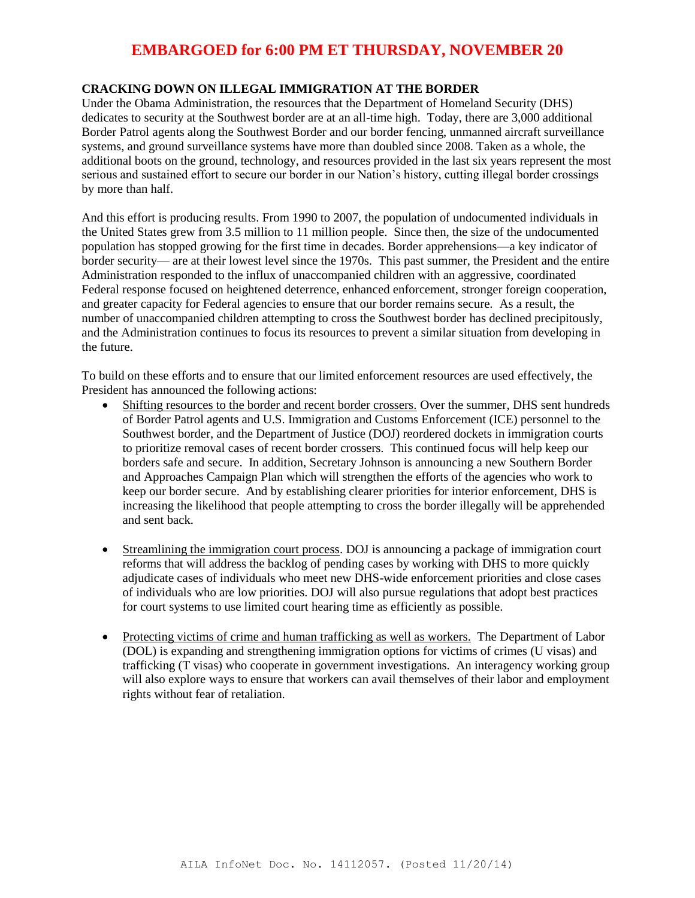**EMBARGOED for 6:00 PM ET THURSDAY, NOVEMBER 20**

**CRACKING DOWN ON ILLEGAL IMMIGRATION AT THE BORDER**

Under the Obama Administration, the resources that the Department of Homeland Security (DHS) dedicates to security at the Southwest border are at an all-time high. Today, there are 3,000 additional Border Patrol agents along the Southwest Border and our border fencing, unmanned aircraft surveillance systems, and ground surveillance systems have more than doubled since 2008. Taken as a whole, the additional boots on the ground, technology, and resources provided in the last six years represent the most serious and sustained effort to secure our border in our Nation's history, cutting illegal border crossings by more than half.

And this effort is producing results. From 1990 to 2007, the population of undocumented individuals in the United States grew from 3.5 million to 11 million people. Since then, the size of the undocumented population has stopped growing for the first time in decades. Border apprehensions—a key indicator of border security— are at their lowest level since the 1970s. This past summer, the President and the entire Administration responded to the influx of unaccompanied children with an aggressive, coordinated Federal response focused on heightened deterrence, enhanced enforcement, stronger foreign cooperation, and greater capacity for Federal agencies to ensure that our border remains secure. As a result, the number of unaccompanied children attempting to cross the Southwest border has declined precipitously, and the Administration continues to focus its resources to prevent a similar situation from developing in the future.

To build on these efforts and to ensure that our limited enforcement resources are used effectively, the President has announced the following actions:

- Shifting resources to the border and recent border crossers. Over the summer, DHS sent hundreds of Border Patrol agents and U.S. Immigration and Customs Enforcement (ICE) personnel to the Southwest border, and the Department of Justice (DOJ) reordered dockets in immigration courts to prioritize removal cases of recent border crossers. This continued focus will help keep our borders safe and secure. In addition, Secretary Johnson is announcing a new Southern Border and Approaches Campaign Plan which will strengthen the efforts of the agencies who work to keep our border secure. And by establishing clearer priorities for interior enforcement, DHS is increasing the likelihood that people attempting to cross the border illegally will be apprehended and sent back.

- Streamlining the immigration court process. DOJ is announcing a package of immigration court reforms that will address the backlog of pending cases by working with DHS to more quickly adjudicate cases of individuals who meet new DHS-wide enforcement priorities and close cases of individuals who are low priorities. DOJ will also pursue regulations that adopt best practices for court systems to use limited court hearing time as efficiently as possible.

- Protecting victims of crime and human trafficking as well as workers. The Department of Labor (DOL) is expanding and strengthening immigration options for victims of crimes (U visas) and trafficking (T visas) who cooperate in government investigations. An interagency working group will also explore ways to ensure that workers can avail themselves of their labor and employment rights without fear of retaliation.

AILA InfoNet Doc. No. 14112057. (Posted 11/20/14)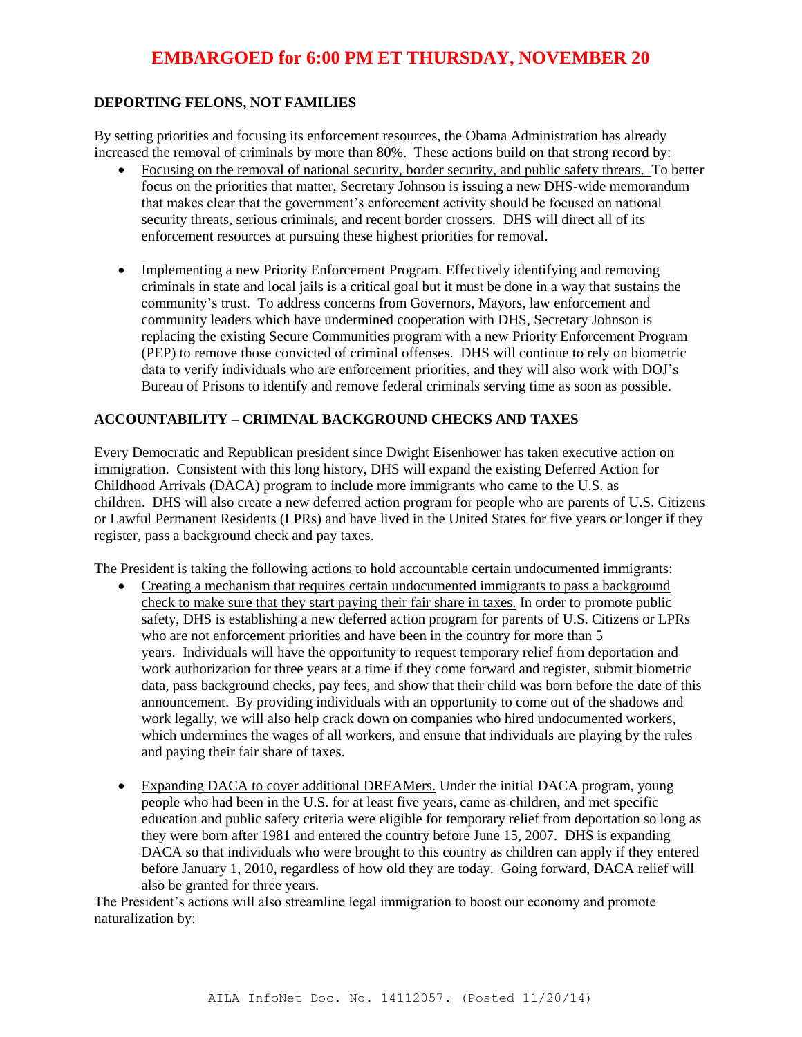**EMBARGOED for 6:00 PM ET THURSDAY, NOVEMBER 20**

## DEPORTING FELONS, NOT FAMILIES

By setting priorities and focusing its enforcement resources, the Obama Administration has already increased the removal of criminals by more than 80%. These actions build on that strong record by:

- Focusing on the removal of national security, border security, and public safety threats. To better focus on the priorities that matter, Secretary Johnson is issuing a new DHS-wide memorandum that makes clear that the government's enforcement activity should be focused on national security threats, serious criminals, and recent border crossers. DHS will direct all of its enforcement resources at pursuing these highest priorities for removal.

- Implementing a new Priority Enforcement Program. Effectively identifying and removing criminals in state and local jails is a critical goal but it must be done in a way that sustains the community's trust. To address concerns from Governors, Mayors, law enforcement and community leaders which have undermined cooperation with DHS, Secretary Johnson is replacing the existing Secure Communities program with a new Priority Enforcement Program (PEP) to remove those convicted of criminal offenses. DHS will continue to rely on biometric data to verify individuals who are enforcement priorities, and they will also work with DOJ's Bureau of Prisons to identify and remove federal criminals serving time as soon as possible.

## ACCOUNTABILITY – CRIMINAL BACKGROUND CHECKS AND TAXES

Every Democratic and Republican president since Dwight Eisenhower has taken executive action on immigration. Consistent with this long history, DHS will expand the existing Deferred Action for Childhood Arrivals (DACA) program to include more immigrants who came to the U.S. as children. DHS will also create a new deferred action program for people who are parents of U.S. Citizens or Lawful Permanent Residents (LPRs) and have lived in the United States for five years or longer if they register, pass a background check and pay taxes.

The President is taking the following actions to hold accountable certain undocumented immigrants:

- Creating a mechanism that requires certain undocumented immigrants to pass a background check to make sure that they start paying their fair share in taxes. In order to promote public safety, DHS is establishing a new deferred action program for parents of U.S. Citizens or LPRs who are not enforcement priorities and have been in the country for more than 5 years. Individuals will have the opportunity to request temporary relief from deportation and work authorization for three years at a time if they come forward and register, submit biometric data, pass background checks, pay fees, and show that their child was born before the date of this announcement. By providing individuals with an opportunity to come out of the shadows and work legally, we will also help crack down on companies who hired undocumented workers, which undermines the wages of all workers, and ensure that individuals are playing by the rules and paying their fair share of taxes.

- Expanding DACA to cover additional DREAMers. Under the initial DACA program, young people who had been in the U.S. for at least five years, came as children, and met specific education and public safety criteria were eligible for temporary relief from deportation so long as they were born after 1981 and entered the country before June 15, 2007. DHS is expanding DACA so that individuals who were brought to this country as children can apply if they entered before January 1, 2010, regardless of how old they are today. Going forward, DACA relief will also be granted for three years.

The President's actions will also streamline legal immigration to boost our economy and promote naturalization by: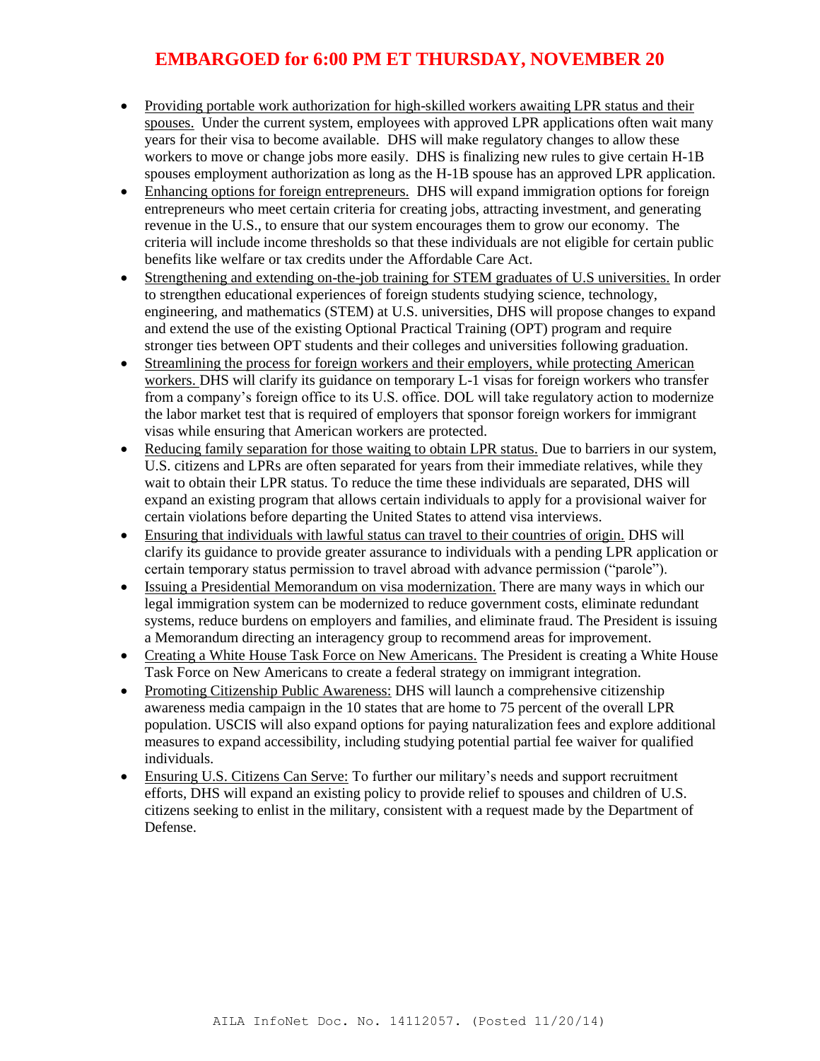**EMBARGOED for 6:00 PM ET THURSDAY, NOVEMBER 20**

- Providing portable work authorization for high-skilled workers awaiting LPR status and their spouses. Under the current system, employees with approved LPR applications often wait many years for their visa to become available. DHS will make regulatory changes to allow these workers to move or change jobs more easily. DHS is finalizing new rules to give certain H-1B spouses employment authorization as long as the H-1B spouse has an approved LPR application.
- Enhancing options for foreign entrepreneurs. DHS will expand immigration options for foreign entrepreneurs who meet certain criteria for creating jobs, attracting investment, and generating revenue in the U.S., to ensure that our system encourages them to grow our economy. The criteria will include income thresholds so that these individuals are not eligible for certain public benefits like welfare or tax credits under the Affordable Care Act.
- Strengthening and extending on-the-job training for STEM graduates of U.S universities. In order to strengthen educational experiences of foreign students studying science, technology, engineering, and mathematics (STEM) at U.S. universities, DHS will propose changes to expand and extend the use of the existing Optional Practical Training (OPT) program and require stronger ties between OPT students and their colleges and universities following graduation.
- Streamlining the process for foreign workers and their employers, while protecting American workers. DHS will clarify its guidance on temporary L-1 visas for foreign workers who transfer from a company's foreign office to its U.S. office. DOL will take regulatory action to modernize the labor market test that is required of employers that sponsor foreign workers for immigrant visas while ensuring that American workers are protected.
- Reducing family separation for those waiting to obtain LPR status. Due to barriers in our system, U.S. citizens and LPRs are often separated for years from their immediate relatives, while they wait to obtain their LPR status. To reduce the time these individuals are separated, DHS will expand an existing program that allows certain individuals to apply for a provisional waiver for certain violations before departing the United States to attend visa interviews.
- Ensuring that individuals with lawful status can travel to their countries of origin. DHS will clarify its guidance to provide greater assurance to individuals with a pending LPR application or certain temporary status permission to travel abroad with advance permission ("parole").
- Issuing a Presidential Memorandum on visa modernization. There are many ways in which our legal immigration system can be modernized to reduce government costs, eliminate redundant systems, reduce burdens on employers and families, and eliminate fraud. The President is issuing a Memorandum directing an interagency group to recommend areas for improvement.
- Creating a White House Task Force on New Americans. The President is creating a White House Task Force on New Americans to create a federal strategy on immigrant integration.
- Promoting Citizenship Public Awareness: DHS will launch a comprehensive citizenship awareness media campaign in the 10 states that are home to 75 percent of the overall LPR population. USCIS will also expand options for paying naturalization fees and explore additional measures to expand accessibility, including studying potential partial fee waiver for qualified individuals.
- Ensuring U.S. Citizens Can Serve: To further our military's needs and support recruitment efforts, DHS will expand an existing policy to provide relief to spouses and children of U.S. citizens seeking to enlist in the military, consistent with a request made by the Department of Defense.

AILA InfoNet Doc. No. 14112057. (Posted 11/20/14)